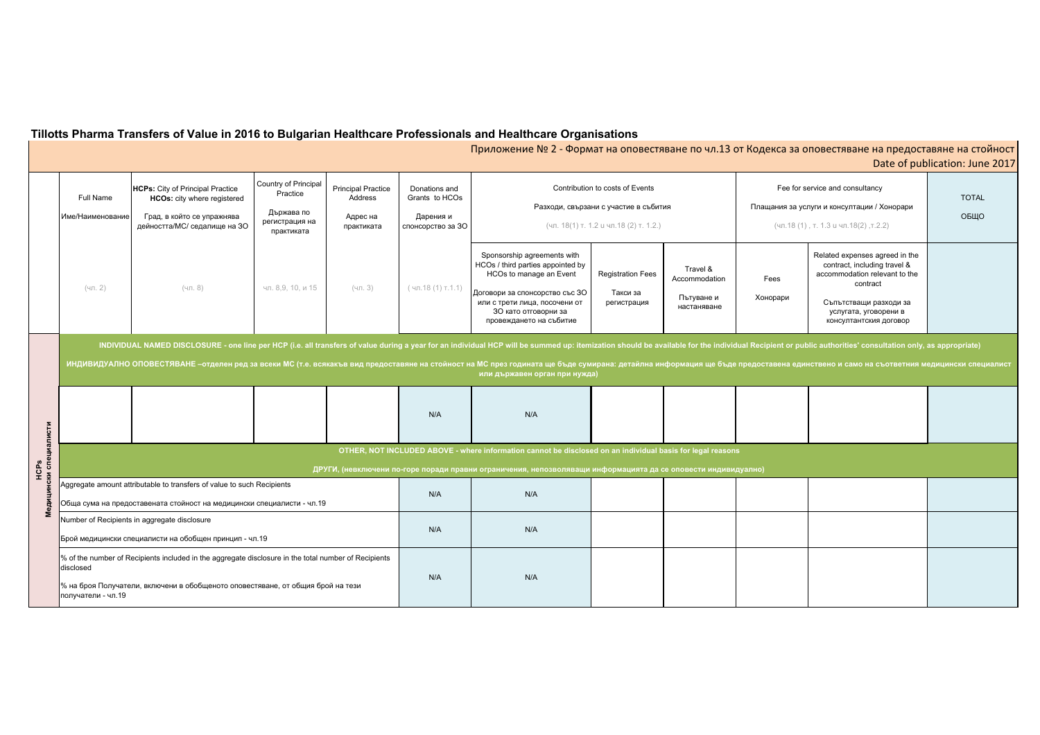# Tillotts Pharma Transfers of Value in 2016 to Bulgarian Healthcare Professionals and Healthcare Organisations

Приложение № 2 - Формат на оповестяване по чл.13 от Кодекса за оповестяване на предоставяне на стойност

Date of publication: June 2017

| | Full Name<br>Име/Наименование | **HCPs:** City of Principal Practice<br>**HCOs:** city where registered<br>Град, в който се упражнява дейността/МС/ седалище на ЗО | Country of Principal Practice<br>Държава по регистрация на практиката | Principal Practice Address<br>Адрес на практиката | Donations and Grants to HCOs<br>Дарения и спонсорство за ЗО | Contribution to costs of Events<br>Разходи, свързани с участие в събития<br>(чл. 18(1) т. 1.2 и чл.18 (2) т. 1.2.) | | | Fee for service and consultancy<br>Плащания за услуги и консултации / Хонорари<br>(чл.18 (1) , т. 1.3 и чл.18(2) ,т.2.2) | | TOTAL<br>ОБЩО |
|---|---|---|---|---|---|---|---|---|---|---|---|
| | (чл. 2) | (чл. 8) | чл. 8,9, 10, и 15 | (чл. 3) | ( чл.18 (1) т.1.1) | Sponsorship agreements with HCOs / third parties appointed by HCOs to manage an Event<br>Договори за спонсорство със ЗО или с трети лица, посочени от ЗО като отговорни за провеждането на събитие | Registration Fees<br>Такси за регистрация | Travel & Accommodation<br>Пътуване и настаняване | Fees<br>Хонорари | Related expenses agreed in the contract, including travel & accommodation relevant to the contract<br>Съпътстващи разходи за услугата, уговорени в консултантския договор | |
| **HCPs<br>Медицински специалисти** | **INDIVIDUAL NAMED DISCLOSURE - one line per HCP (i.e. all transfers of value during a year for an individual HCP will be summed up: itemization should be available for the individual Recipient or public authorities' consultation only, as appropriate)**<br>**ИНДИВИДУАЛНО ОПОВЕСТЯВАНЕ –отделен ред за всеки МС (т.е. всякакъв вид предоставяне на стойност на МС през годината ще бъде сумирана: детайлна информация ще бъде предоставена единствено и само на съответния медицински специалист или държавен орган при нужда)** | | | | | | | | | | |
| | | | | | N/A | N/A | | | | | |
| | **OTHER, NOT INCLUDED ABOVE - where information cannot be disclosed on an individual basis for legal reasons**<br>**ДРУГИ, (невключени по-горе поради правни ограничения, непозволяващи информацията да се оповести индивидуално)** | | | | | | | | | | |
| | Aggregate amount attributable to transfers of value to such Recipients<br>Обща сума на предоставената стойност на медицински специалисти - чл.19 | | | | N/A | N/A | | | | | |
| | Number of Recipients in aggregate disclosure<br>Брой медицински специалисти на обобщен принцип - чл.19 | | | | N/A | N/A | | | | | |
| | % of the number of Recipients included in the aggregate disclosure in the total number of Recipients disclosed<br>% на броя Получатели, включени в обобщеното оповестяване, от общия брой на тези получатели - чл.19 | | | | N/A | N/A | | | | | |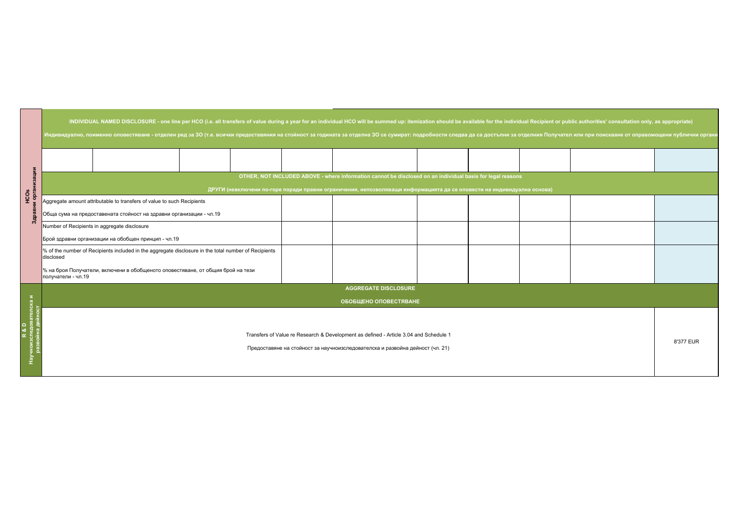| HCOs Здравни организации | | | | | | | | | | | |
|---|---|---|---|---|---|---|---|---|---|---|---|
| INDIVIDUAL NAMED DISCLOSURE - one line per HCO (i.e. all transfers of value during a year for an individual HCO will be summed up: itemization should be available for the individual Recipient or public authorities' consultation only, as appropriate)<br><br>Индивидуално, поименно оповестяване - отделен ред за ЗО (т.е. всички предоставяния на стойност за годината за отделна ЗО се сумират: подробности следва да са достъпни за отделния Получател или при поискване от оправомощени публични органи | | | | | | | | | | | |
| | | | | | | | | | | | |
| OTHER, NOT INCLUDED ABOVE - where information cannot be disclosed on an individual basis for legal reasons<br><br>ДРУГИ (невключени по-горе поради правни ограничения, непозволяващи информацията да се оповести на индивидуална основа) | | | | | | | | | | | |
| Aggregate amount attributable to transfers of value to such Recipients<br><br>Обща сума на предоставената стойност на здравни организации - чл.19 | | | | | | | | | | | |
| Number of Recipients in aggregate disclosure<br><br>Брой здравни организации на обобщен принцип - чл.19 | | | | | | | | | | | |
| % of the number of Recipients included in the aggregate disclosure in the total number of Recipients disclosed<br><br>% на броя Получатели, включени в обобщеното оповестяване, от общия брой на тези получатели - чл.19 | | | | | | | | | | | |

| R & D Научноизследователска и развойна дейност | |
|---|---|
| AGGREGATE DISCLOSURE<br><br>ОБОБЩЕНО ОПОВЕСТЯВАНЕ | |
| Transfers of Value re Research & Development as defined - Article 3.04 and Schedule 1<br><br>Предоставяне на стойност за научноизследователска и развойна дейност (чл. 21) | 8'377 EUR |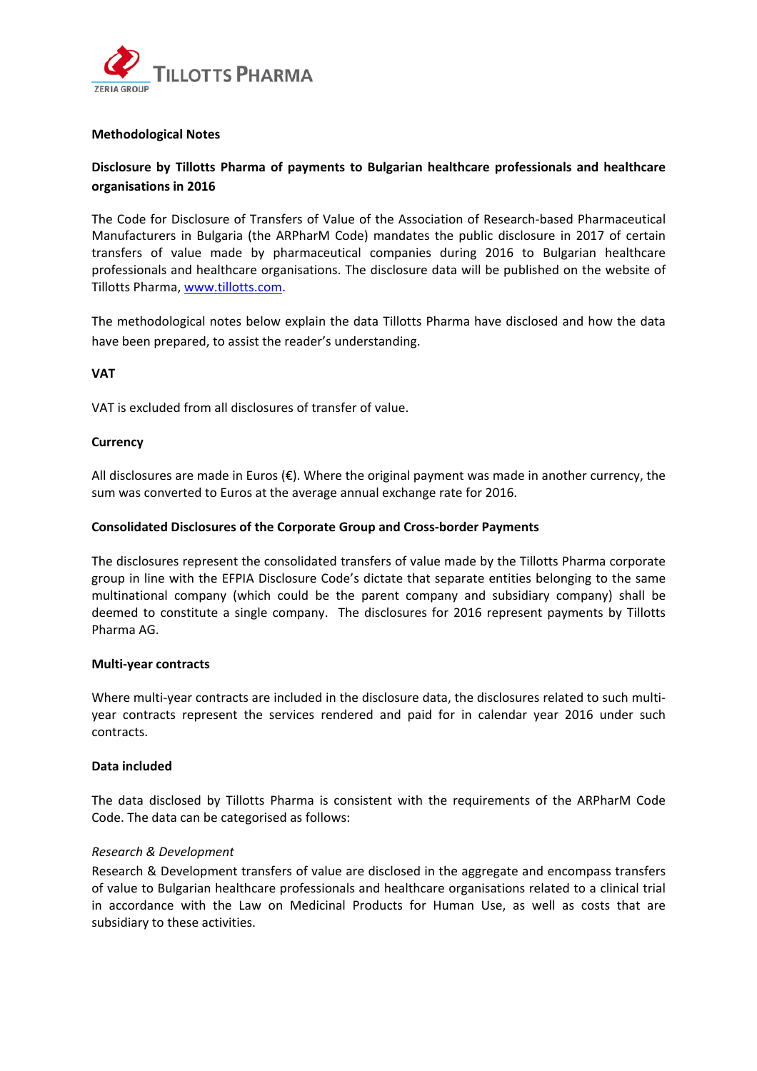TILLOTTS PHARMA
ZERIA GROUP

**Methodological Notes**

**Disclosure by Tillotts Pharma of payments to Bulgarian healthcare professionals and healthcare organisations in 2016**

The Code for Disclosure of Transfers of Value of the Association of Research-based Pharmaceutical Manufacturers in Bulgaria (the ARPharM Code) mandates the public disclosure in 2017 of certain transfers of value made by pharmaceutical companies during 2016 to Bulgarian healthcare professionals and healthcare organisations. The disclosure data will be published on the website of Tillotts Pharma, www.tillotts.com.

The methodological notes below explain the data Tillotts Pharma have disclosed and how the data have been prepared, to assist the reader's understanding.

**VAT**

VAT is excluded from all disclosures of transfer of value.

**Currency**

All disclosures are made in Euros (€). Where the original payment was made in another currency, the sum was converted to Euros at the average annual exchange rate for 2016.

**Consolidated Disclosures of the Corporate Group and Cross-border Payments**

The disclosures represent the consolidated transfers of value made by the Tillotts Pharma corporate group in line with the EFPIA Disclosure Code's dictate that separate entities belonging to the same multinational company (which could be the parent company and subsidiary company) shall be deemed to constitute a single company. The disclosures for 2016 represent payments by Tillotts Pharma AG.

**Multi-year contracts**

Where multi-year contracts are included in the disclosure data, the disclosures related to such multi-year contracts represent the services rendered and paid for in calendar year 2016 under such contracts.

**Data included**

The data disclosed by Tillotts Pharma is consistent with the requirements of the ARPharM Code Code. The data can be categorised as follows:

*Research & Development*

Research & Development transfers of value are disclosed in the aggregate and encompass transfers of value to Bulgarian healthcare professionals and healthcare organisations related to a clinical trial in accordance with the Law on Medicinal Products for Human Use, as well as costs that are subsidiary to these activities.